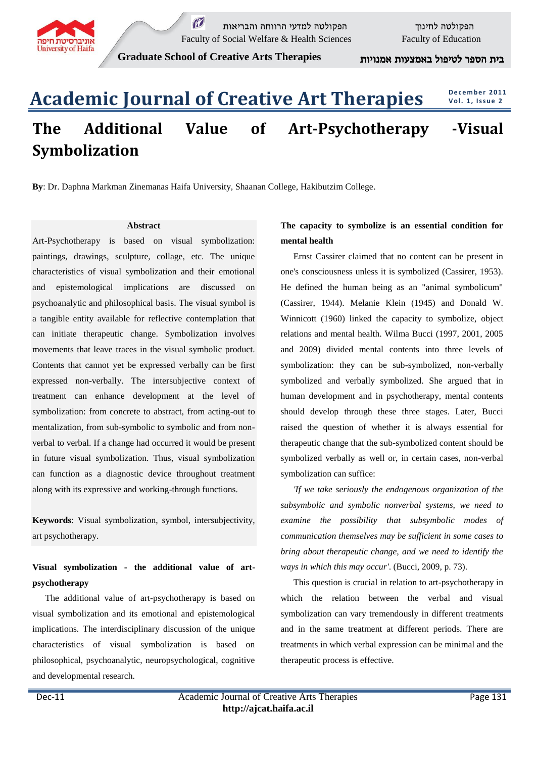# The Additional Value of Art-Psychotherapy -Visual Symbolization

**By**: Dr. Daphna Markman Zinemanas Haifa University, Shaanan College, Hakibutzim College.

**Abstract**

Art-Psychotherapy is based on visual symbolization: paintings, drawings, sculpture, collage, etc. The unique characteristics of visual symbolization and their emotional and epistemological implications are discussed on psychoanalytic and philosophical basis. The visual symbol is a tangible entity available for reflective contemplation that can initiate therapeutic change. Symbolization involves movements that leave traces in the visual symbolic product. Contents that cannot yet be expressed verbally can be first expressed non-verbally. The intersubjective context of treatment can enhance development at the level of symbolization: from concrete to abstract, from acting-out to mentalization, from sub-symbolic to symbolic and from non-verbal to verbal. If a change had occurred it would be present in future visual symbolization. Thus, visual symbolization can function as a diagnostic device throughout treatment along with its expressive and working-through functions.

**Keywords**: Visual symbolization, symbol, intersubjectivity, art psychotherapy.

### Visual symbolization - the additional value of art-psychotherapy

The additional value of art-psychotherapy is based on visual symbolization and its emotional and epistemological implications. The interdisciplinary discussion of the unique characteristics of visual symbolization is based on philosophical, psychoanalytic, neuropsychological, cognitive and developmental research.

### The capacity to symbolize is an essential condition for mental health

Ernst Cassirer claimed that no content can be present in one's consciousness unless it is symbolized (Cassirer, 1953). He defined the human being as an "animal symbolicum" (Cassirer, 1944). Melanie Klein (1945) and Donald W. Winnicott (1960) linked the capacity to symbolize, object relations and mental health. Wilma Bucci (1997, 2001, 2005 and 2009) divided mental contents into three levels of symbolization: they can be sub-symbolized, non-verbally symbolized and verbally symbolized. She argued that in human development and in psychotherapy, mental contents should develop through these three stages. Later, Bucci raised the question of whether it is always essential for therapeutic change that the sub-symbolized content should be symbolized verbally as well or, in certain cases, non-verbal symbolization can suffice:

*'If we take seriously the endogenous organization of the subsymbolic and symbolic nonverbal systems, we need to examine the possibility that subsymbolic modes of communication themselves may be sufficient in some cases to bring about therapeutic change, and we need to identify the ways in which this may occur'*. (Bucci, 2009, p. 73).

This question is crucial in relation to art-psychotherapy in which the relation between the verbal and visual symbolization can vary tremendously in different treatments and in the same treatment at different periods. There are treatments in which verbal expression can be minimal and the therapeutic process is effective.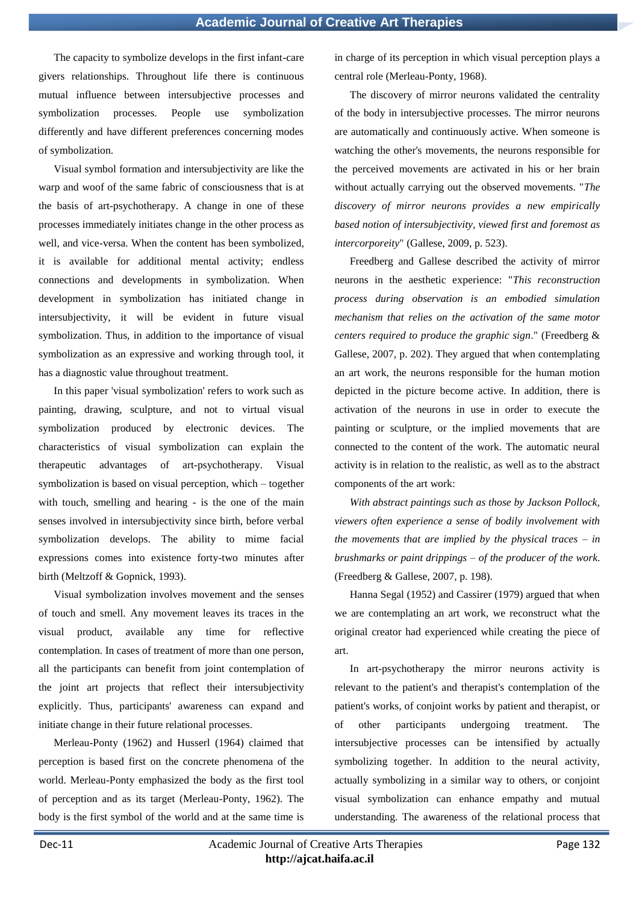The capacity to symbolize develops in the first infant-care givers relationships. Throughout life there is continuous mutual influence between intersubjective processes and symbolization processes. People use symbolization differently and have different preferences concerning modes of symbolization.

Visual symbol formation and intersubjectivity are like the warp and woof of the same fabric of consciousness that is at the basis of art-psychotherapy. A change in one of these processes immediately initiates change in the other process as well, and vice-versa. When the content has been symbolized, it is available for additional mental activity; endless connections and developments in symbolization. When development in symbolization has initiated change in intersubjectivity, it will be evident in future visual symbolization. Thus, in addition to the importance of visual symbolization as an expressive and working through tool, it has a diagnostic value throughout treatment.

In this paper 'visual symbolization' refers to work such as painting, drawing, sculpture, and not to virtual visual symbolization produced by electronic devices. The characteristics of visual symbolization can explain the therapeutic advantages of art-psychotherapy. Visual symbolization is based on visual perception, which – together with touch, smelling and hearing - is the one of the main senses involved in intersubjectivity since birth, before verbal symbolization develops. The ability to mime facial expressions comes into existence forty-two minutes after birth (Meltzoff & Gopnick, 1993).

Visual symbolization involves movement and the senses of touch and smell. Any movement leaves its traces in the visual product, available any time for reflective contemplation. In cases of treatment of more than one person, all the participants can benefit from joint contemplation of the joint art projects that reflect their intersubjectivity explicitly. Thus, participants' awareness can expand and initiate change in their future relational processes.

Merleau-Ponty (1962) and Husserl (1964) claimed that perception is based first on the concrete phenomena of the world. Merleau-Ponty emphasized the body as the first tool of perception and as its target (Merleau-Ponty, 1962). The body is the first symbol of the world and at the same time is in charge of its perception in which visual perception plays a central role (Merleau-Ponty, 1968).

The discovery of mirror neurons validated the centrality of the body in intersubjective processes. The mirror neurons are automatically and continuously active. When someone is watching the other's movements, the neurons responsible for the perceived movements are activated in his or her brain without actually carrying out the observed movements. "*The discovery of mirror neurons provides a new empirically based notion of intersubjectivity, viewed first and foremost as intercorporeity*" (Gallese, 2009, p. 523).

Freedberg and Gallese described the activity of mirror neurons in the aesthetic experience: "*This reconstruction process during observation is an embodied simulation mechanism that relies on the activation of the same motor centers required to produce the graphic sign*." (Freedberg & Gallese, 2007, p. 202). They argued that when contemplating an art work, the neurons responsible for the human motion depicted in the picture become active. In addition, there is activation of the neurons in use in order to execute the painting or sculpture, or the implied movements that are connected to the content of the work. The automatic neural activity is in relation to the realistic, as well as to the abstract components of the art work:

*With abstract paintings such as those by Jackson Pollock, viewers often experience a sense of bodily involvement with the movements that are implied by the physical traces – in brushmarks or paint drippings – of the producer of the work.* (Freedberg & Gallese, 2007, p. 198).

Hanna Segal (1952) and Cassirer (1979) argued that when we are contemplating an art work, we reconstruct what the original creator had experienced while creating the piece of art.

In art-psychotherapy the mirror neurons activity is relevant to the patient's and therapist's contemplation of the patient's works, of conjoint works by patient and therapist, or of other participants undergoing treatment. The intersubjective processes can be intensified by actually symbolizing together. In addition to the neural activity, actually symbolizing in a similar way to others, or conjoint visual symbolization can enhance empathy and mutual understanding. The awareness of the relational process that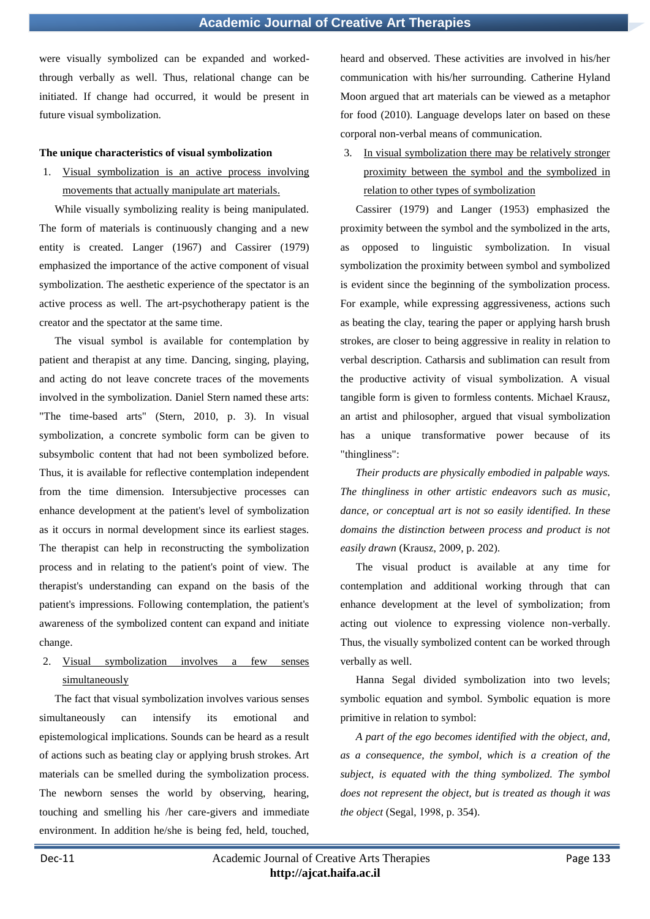were visually symbolized can be expanded and worked-through verbally as well. Thus, relational change can be initiated. If change had occurred, it would be present in future visual symbolization.

**The unique characteristics of visual symbolization**

1. Visual symbolization is an active process involving movements that actually manipulate art materials.

While visually symbolizing reality is being manipulated. The form of materials is continuously changing and a new entity is created. Langer (1967) and Cassirer (1979) emphasized the importance of the active component of visual symbolization. The aesthetic experience of the spectator is an active process as well. The art-psychotherapy patient is the creator and the spectator at the same time.

The visual symbol is available for contemplation by patient and therapist at any time. Dancing, singing, playing, and acting do not leave concrete traces of the movements involved in the symbolization. Daniel Stern named these arts: "The time-based arts" (Stern, 2010, p. 3). In visual symbolization, a concrete symbolic form can be given to subsymbolic content that had not been symbolized before. Thus, it is available for reflective contemplation independent from the time dimension. Intersubjective processes can enhance development at the patient's level of symbolization as it occurs in normal development since its earliest stages. The therapist can help in reconstructing the symbolization process and in relating to the patient's point of view. The therapist's understanding can expand on the basis of the patient's impressions. Following contemplation, the patient's awareness of the symbolized content can expand and initiate change.

2. Visual symbolization involves a few senses simultaneously

The fact that visual symbolization involves various senses simultaneously can intensify its emotional and epistemological implications. Sounds can be heard as a result of actions such as beating clay or applying brush strokes. Art materials can be smelled during the symbolization process. The newborn senses the world by observing, hearing, touching and smelling his /her care-givers and immediate environment. In addition he/she is being fed, held, touched, heard and observed. These activities are involved in his/her communication with his/her surrounding. Catherine Hyland Moon argued that art materials can be viewed as a metaphor for food (2010). Language develops later on based on these corporal non-verbal means of communication.

3. In visual symbolization there may be relatively stronger proximity between the symbol and the symbolized in relation to other types of symbolization

Cassirer (1979) and Langer (1953) emphasized the proximity between the symbol and the symbolized in the arts, as opposed to linguistic symbolization. In visual symbolization the proximity between symbol and symbolized is evident since the beginning of the symbolization process. For example, while expressing aggressiveness, actions such as beating the clay, tearing the paper or applying harsh brush strokes, are closer to being aggressive in reality in relation to verbal description. Catharsis and sublimation can result from the productive activity of visual symbolization. A visual tangible form is given to formless contents. Michael Krausz, an artist and philosopher, argued that visual symbolization has a unique transformative power because of its "thingliness":

*Their products are physically embodied in palpable ways. The thingliness in other artistic endeavors such as music, dance, or conceptual art is not so easily identified. In these domains the distinction between process and product is not easily drawn* (Krausz, 2009, p. 202).

The visual product is available at any time for contemplation and additional working through that can enhance development at the level of symbolization; from acting out violence to expressing violence non-verbally. Thus, the visually symbolized content can be worked through verbally as well.

Hanna Segal divided symbolization into two levels; symbolic equation and symbol. Symbolic equation is more primitive in relation to symbol:

*A part of the ego becomes identified with the object, and, as a consequence, the symbol, which is a creation of the subject, is equated with the thing symbolized. The symbol does not represent the object, but is treated as though it was the object* (Segal, 1998, p. 354).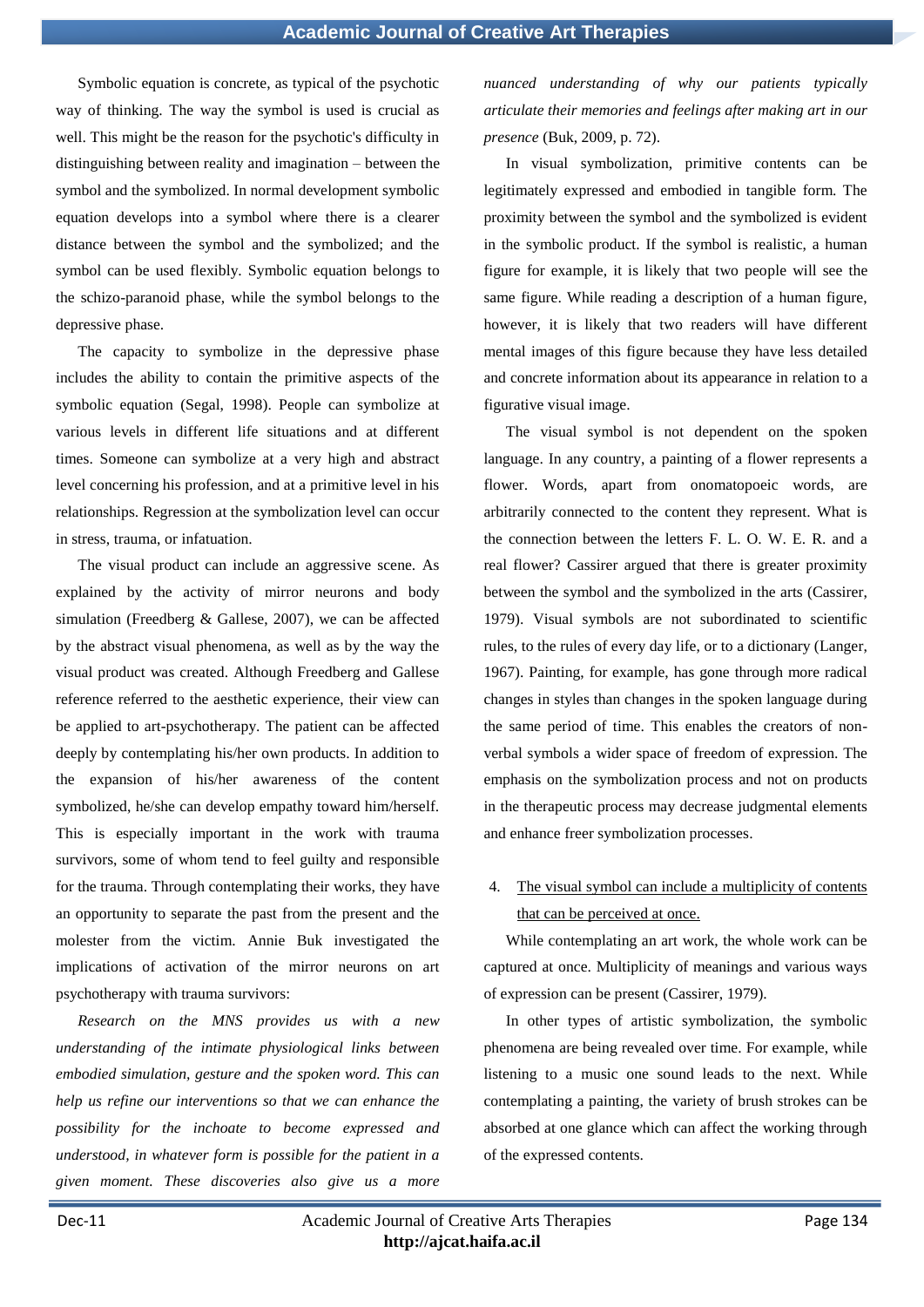Symbolic equation is concrete, as typical of the psychotic way of thinking. The way the symbol is used is crucial as well. This might be the reason for the psychotic's difficulty in distinguishing between reality and imagination – between the symbol and the symbolized. In normal development symbolic equation develops into a symbol where there is a clearer distance between the symbol and the symbolized; and the symbol can be used flexibly. Symbolic equation belongs to the schizo-paranoid phase, while the symbol belongs to the depressive phase.

The capacity to symbolize in the depressive phase includes the ability to contain the primitive aspects of the symbolic equation (Segal, 1998). People can symbolize at various levels in different life situations and at different times. Someone can symbolize at a very high and abstract level concerning his profession, and at a primitive level in his relationships. Regression at the symbolization level can occur in stress, trauma, or infatuation.

The visual product can include an aggressive scene. As explained by the activity of mirror neurons and body simulation (Freedberg & Gallese, 2007), we can be affected by the abstract visual phenomena, as well as by the way the visual product was created. Although Freedberg and Gallese reference referred to the aesthetic experience, their view can be applied to art-psychotherapy. The patient can be affected deeply by contemplating his/her own products. In addition to the expansion of his/her awareness of the content symbolized, he/she can develop empathy toward him/herself. This is especially important in the work with trauma survivors, some of whom tend to feel guilty and responsible for the trauma. Through contemplating their works, they have an opportunity to separate the past from the present and the molester from the victim. Annie Buk investigated the implications of activation of the mirror neurons on art psychotherapy with trauma survivors:

*Research on the MNS provides us with a new understanding of the intimate physiological links between embodied simulation, gesture and the spoken word. This can help us refine our interventions so that we can enhance the possibility for the inchoate to become expressed and understood, in whatever form is possible for the patient in a given moment. These discoveries also give us a more nuanced understanding of why our patients typically articulate their memories and feelings after making art in our presence* (Buk, 2009, p. 72).

In visual symbolization, primitive contents can be legitimately expressed and embodied in tangible form. The proximity between the symbol and the symbolized is evident in the symbolic product. If the symbol is realistic, a human figure for example, it is likely that two people will see the same figure. While reading a description of a human figure, however, it is likely that two readers will have different mental images of this figure because they have less detailed and concrete information about its appearance in relation to a figurative visual image.

The visual symbol is not dependent on the spoken language. In any country, a painting of a flower represents a flower. Words, apart from onomatopoeic words, are arbitrarily connected to the content they represent. What is the connection between the letters F. L. O. W. E. R. and a real flower? Cassirer argued that there is greater proximity between the symbol and the symbolized in the arts (Cassirer, 1979). Visual symbols are not subordinated to scientific rules, to the rules of every day life, or to a dictionary (Langer, 1967). Painting, for example, has gone through more radical changes in styles than changes in the spoken language during the same period of time. This enables the creators of non-verbal symbols a wider space of freedom of expression. The emphasis on the symbolization process and not on products in the therapeutic process may decrease judgmental elements and enhance freer symbolization processes.

4. <u>The visual symbol can include a multiplicity of contents that can be perceived at once.</u>

While contemplating an art work, the whole work can be captured at once. Multiplicity of meanings and various ways of expression can be present (Cassirer, 1979).

In other types of artistic symbolization, the symbolic phenomena are being revealed over time. For example, while listening to a music one sound leads to the next. While contemplating a painting, the variety of brush strokes can be absorbed at one glance which can affect the working through of the expressed contents.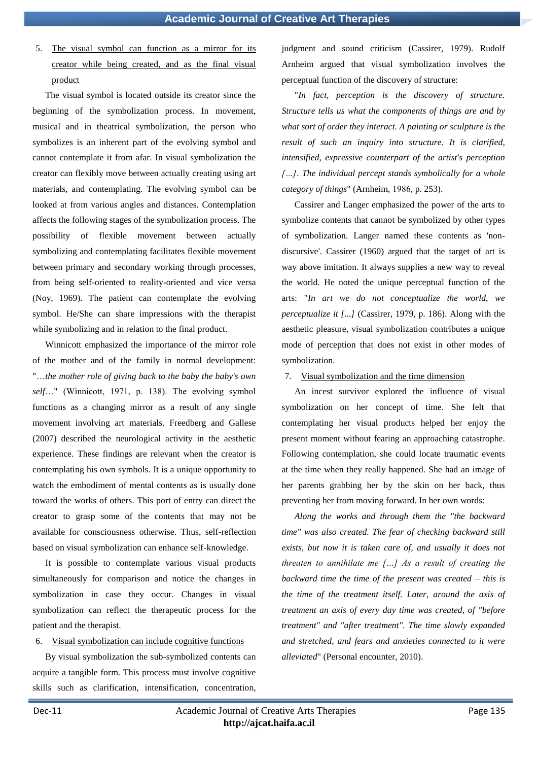5. <u>The visual symbol can function as a mirror for its creator while being created, and as the final visual product</u>

The visual symbol is located outside its creator since the beginning of the symbolization process. In movement, musical and in theatrical symbolization, the person who symbolizes is an inherent part of the evolving symbol and cannot contemplate it from afar. In visual symbolization the creator can flexibly move between actually creating using art materials, and contemplating. The evolving symbol can be looked at from various angles and distances. Contemplation affects the following stages of the symbolization process. The possibility of flexible movement between actually symbolizing and contemplating facilitates flexible movement between primary and secondary working through processes, from being self-oriented to reality-oriented and vice versa (Noy, 1969). The patient can contemplate the evolving symbol. He/She can share impressions with the therapist while symbolizing and in relation to the final product.

Winnicott emphasized the importance of the mirror role of the mother and of the family in normal development: "*…the mother role of giving back to the baby the baby's own self…*" (Winnicott, 1971, p. 138). The evolving symbol functions as a changing mirror as a result of any single movement involving art materials. Freedberg and Gallese (2007) described the neurological activity in the aesthetic experience. These findings are relevant when the creator is contemplating his own symbols. It is a unique opportunity to watch the embodiment of mental contents as is usually done toward the works of others. This port of entry can direct the creator to grasp some of the contents that may not be available for consciousness otherwise. Thus, self-reflection based on visual symbolization can enhance self-knowledge.

It is possible to contemplate various visual products simultaneously for comparison and notice the changes in symbolization in case they occur. Changes in visual symbolization can reflect the therapeutic process for the patient and the therapist.

6. <u>Visual symbolization can include cognitive functions</u>

By visual symbolization the sub-symbolized contents can acquire a tangible form. This process must involve cognitive skills such as clarification, intensification, concentration, judgment and sound criticism (Cassirer, 1979). Rudolf Arnheim argued that visual symbolization involves the perceptual function of the discovery of structure:

"*In fact, perception is the discovery of structure. Structure tells us what the components of things are and by what sort of order they interact. A painting or sculpture is the result of such an inquiry into structure. It is clarified, intensified, expressive counterpart of the artist's perception […]. The individual percept stands symbolically for a whole category of things*" (Arnheim, 1986, p. 253).

Cassirer and Langer emphasized the power of the arts to symbolize contents that cannot be symbolized by other types of symbolization. Langer named these contents as 'non-discursive'. Cassirer (1960) argued that the target of art is way above imitation. It always supplies a new way to reveal the world. He noted the unique perceptual function of the arts: "*In art we do not conceptualize the world, we perceptualize it [...]* (Cassirer, 1979, p. 186). Along with the aesthetic pleasure, visual symbolization contributes a unique mode of perception that does not exist in other modes of symbolization.

7. <u>Visual symbolization and the time dimension</u>

An incest survivor explored the influence of visual symbolization on her concept of time. She felt that contemplating her visual products helped her enjoy the present moment without fearing an approaching catastrophe. Following contemplation, she could locate traumatic events at the time when they really happened. She had an image of her parents grabbing her by the skin on her back, thus preventing her from moving forward. In her own words:

*Along the works and through them the "the backward time" was also created. The fear of checking backward still exists, but now it is taken care of, and usually it does not threaten to annihilate me […] As a result of creating the backward time the time of the present was created – this is the time of the treatment itself. Later, around the axis of treatment an axis of every day time was created, of "before treatment" and "after treatment". The time slowly expanded and stretched, and fears and anxieties connected to it were alleviated*" (Personal encounter, 2010).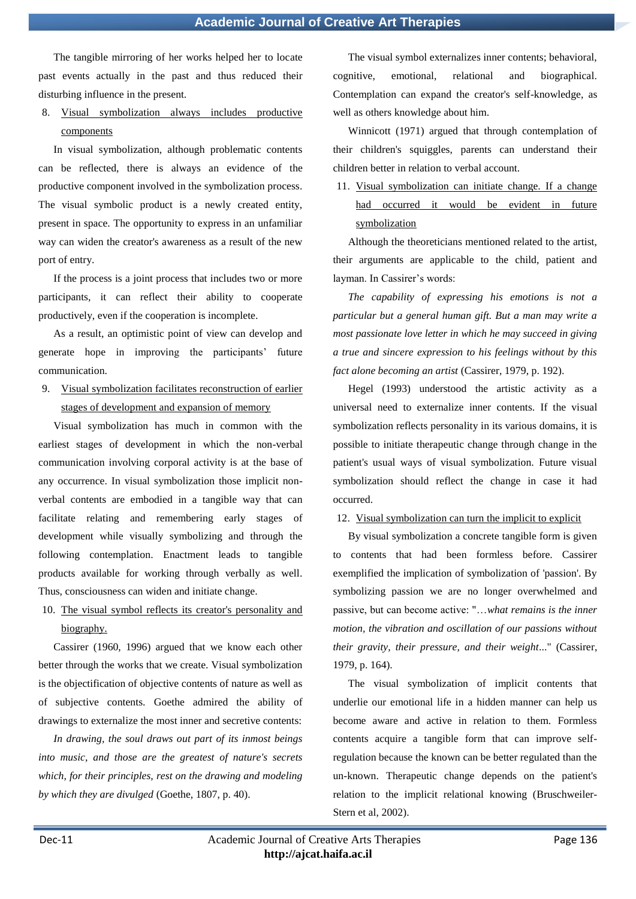The tangible mirroring of her works helped her to locate past events actually in the past and thus reduced their disturbing influence in the present.

8. Visual symbolization always includes productive components

In visual symbolization, although problematic contents can be reflected, there is always an evidence of the productive component involved in the symbolization process. The visual symbolic product is a newly created entity, present in space. The opportunity to express in an unfamiliar way can widen the creator's awareness as a result of the new port of entry.

If the process is a joint process that includes two or more participants, it can reflect their ability to cooperate productively, even if the cooperation is incomplete.

As a result, an optimistic point of view can develop and generate hope in improving the participants' future communication.

9. Visual symbolization facilitates reconstruction of earlier stages of development and expansion of memory

Visual symbolization has much in common with the earliest stages of development in which the non-verbal communication involving corporal activity is at the base of any occurrence. In visual symbolization those implicit non-verbal contents are embodied in a tangible way that can facilitate relating and remembering early stages of development while visually symbolizing and through the following contemplation. Enactment leads to tangible products available for working through verbally as well. Thus, consciousness can widen and initiate change.

10. The visual symbol reflects its creator's personality and biography.

Cassirer (1960, 1996) argued that we know each other better through the works that we create. Visual symbolization is the objectification of objective contents of nature as well as of subjective contents. Goethe admired the ability of drawings to externalize the most inner and secretive contents:

*In drawing, the soul draws out part of its inmost beings into music, and those are the greatest of nature's secrets which, for their principles, rest on the drawing and modeling by which they are divulged* (Goethe, 1807, p. 40).

The visual symbol externalizes inner contents; behavioral, cognitive, emotional, relational and biographical. Contemplation can expand the creator's self-knowledge, as well as others knowledge about him.

Winnicott (1971) argued that through contemplation of their children's squiggles, parents can understand their children better in relation to verbal account.

11. Visual symbolization can initiate change. If a change had occurred it would be evident in future symbolization

Although the theoreticians mentioned related to the artist, their arguments are applicable to the child, patient and layman. In Cassirer's words:

*The capability of expressing his emotions is not a particular but a general human gift. But a man may write a most passionate love letter in which he may succeed in giving a true and sincere expression to his feelings without by this fact alone becoming an artist* (Cassirer, 1979, p. 192).

Hegel (1993) understood the artistic activity as a universal need to externalize inner contents. If the visual symbolization reflects personality in its various domains, it is possible to initiate therapeutic change through change in the patient's usual ways of visual symbolization. Future visual symbolization should reflect the change in case it had occurred.

12. Visual symbolization can turn the implicit to explicit

By visual symbolization a concrete tangible form is given to contents that had been formless before. Cassirer exemplified the implication of symbolization of 'passion'. By symbolizing passion we are no longer overwhelmed and passive, but can become active: "*…what remains is the inner motion, the vibration and oscillation of our passions without their gravity, their pressure, and their weight...*" (Cassirer, 1979, p. 164).

The visual symbolization of implicit contents that underlie our emotional life in a hidden manner can help us become aware and active in relation to them. Formless contents acquire a tangible form that can improve self-regulation because the known can be better regulated than the un-known. Therapeutic change depends on the patient's relation to the implicit relational knowing (Bruschweiler-Stern et al, 2002).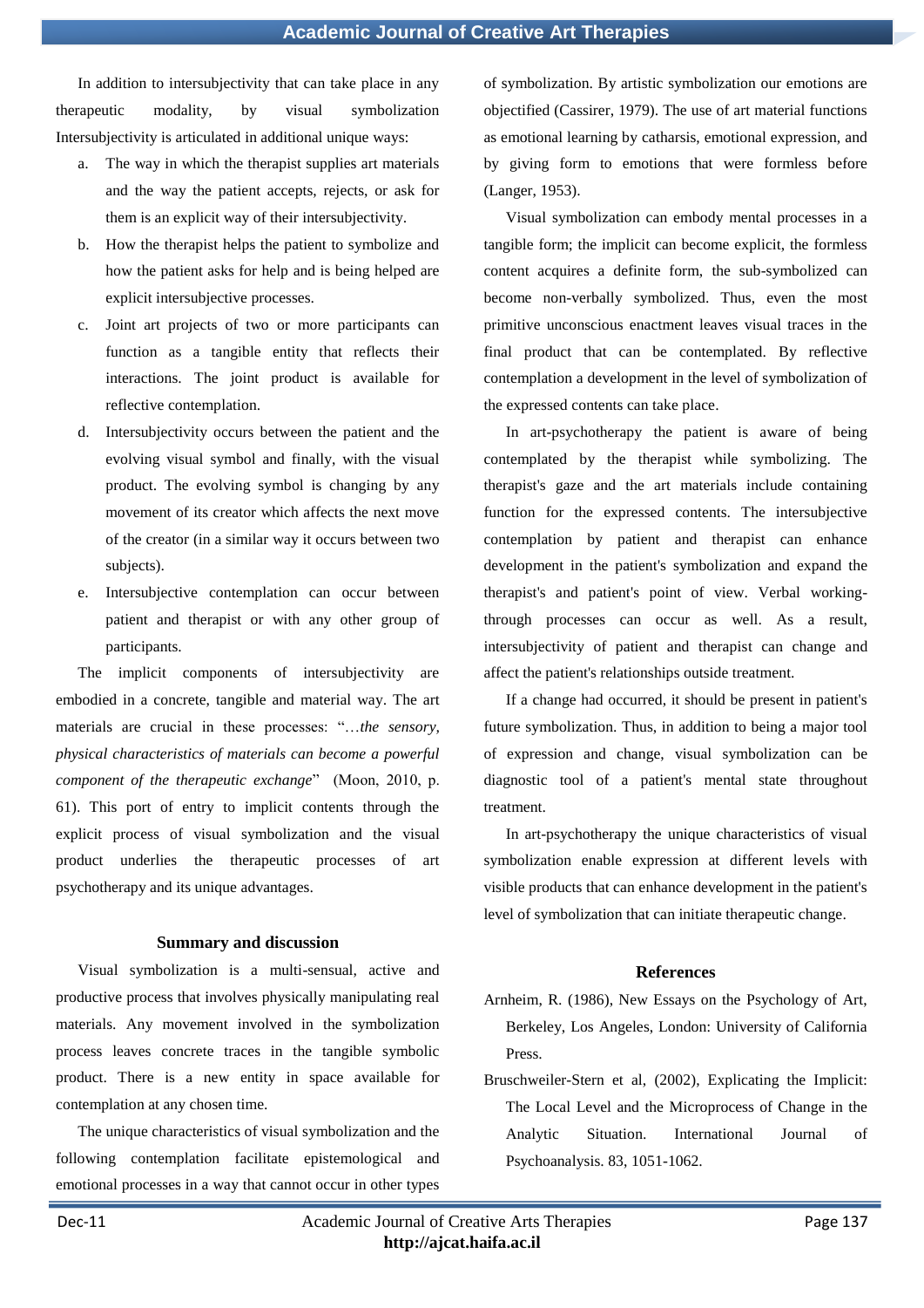In addition to intersubjectivity that can take place in any therapeutic modality, by visual symbolization Intersubjectivity is articulated in additional unique ways:

a. The way in which the therapist supplies art materials and the way the patient accepts, rejects, or ask for them is an explicit way of their intersubjectivity.
b. How the therapist helps the patient to symbolize and how the patient asks for help and is being helped are explicit intersubjective processes.
c. Joint art projects of two or more participants can function as a tangible entity that reflects their interactions. The joint product is available for reflective contemplation.
d. Intersubjectivity occurs between the patient and the evolving visual symbol and finally, with the visual product. The evolving symbol is changing by any movement of its creator which affects the next move of the creator (in a similar way it occurs between two subjects).
e. Intersubjective contemplation can occur between patient and therapist or with any other group of participants.

The implicit components of intersubjectivity are embodied in a concrete, tangible and material way. The art materials are crucial in these processes: "*…the sensory, physical characteristics of materials can become a powerful component of the therapeutic exchange*" (Moon, 2010, p. 61). This port of entry to implicit contents through the explicit process of visual symbolization and the visual product underlies the therapeutic processes of art psychotherapy and its unique advantages.

## Summary and discussion

Visual symbolization is a multi-sensual, active and productive process that involves physically manipulating real materials. Any movement involved in the symbolization process leaves concrete traces in the tangible symbolic product. There is a new entity in space available for contemplation at any chosen time.

The unique characteristics of visual symbolization and the following contemplation facilitate epistemological and emotional processes in a way that cannot occur in other types of symbolization. By artistic symbolization our emotions are objectified (Cassirer, 1979). The use of art material functions as emotional learning by catharsis, emotional expression, and by giving form to emotions that were formless before (Langer, 1953).

Visual symbolization can embody mental processes in a tangible form; the implicit can become explicit, the formless content acquires a definite form, the sub-symbolized can become non-verbally symbolized. Thus, even the most primitive unconscious enactment leaves visual traces in the final product that can be contemplated. By reflective contemplation a development in the level of symbolization of the expressed contents can take place.

In art-psychotherapy the patient is aware of being contemplated by the therapist while symbolizing. The therapist's gaze and the art materials include containing function for the expressed contents. The intersubjective contemplation by patient and therapist can enhance development in the patient's symbolization and expand the therapist's and patient's point of view. Verbal working-through processes can occur as well. As a result, intersubjectivity of patient and therapist can change and affect the patient's relationships outside treatment.

If a change had occurred, it should be present in patient's future symbolization. Thus, in addition to being a major tool of expression and change, visual symbolization can be diagnostic tool of a patient's mental state throughout treatment.

In art-psychotherapy the unique characteristics of visual symbolization enable expression at different levels with visible products that can enhance development in the patient's level of symbolization that can initiate therapeutic change.

## References

Arnheim, R. (1986), New Essays on the Psychology of Art, Berkeley, Los Angeles, London: University of California Press.

Bruschweiler-Stern et al, (2002), Explicating the Implicit: The Local Level and the Microprocess of Change in the Analytic Situation. International Journal of Psychoanalysis. 83, 1051-1062.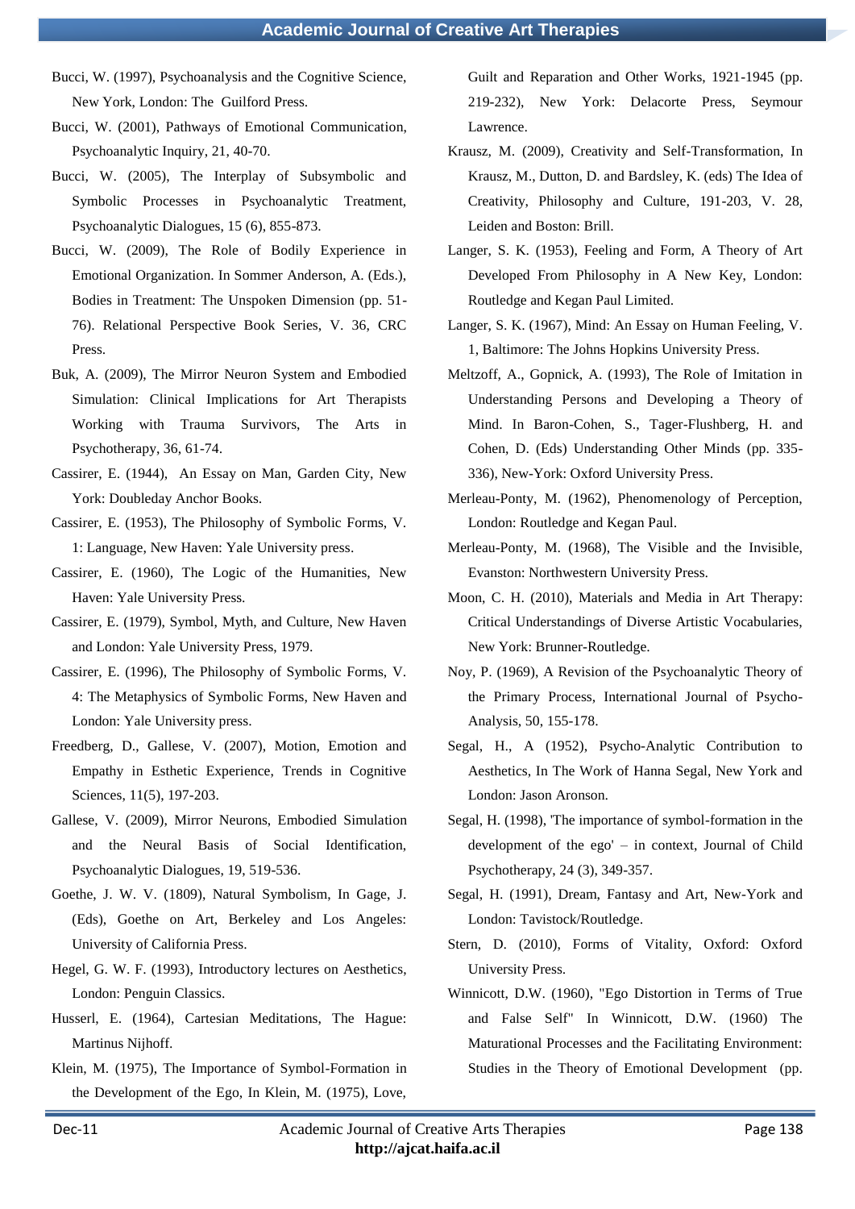Bucci, W. (1997), Psychoanalysis and the Cognitive Science, New York, London: The Guilford Press.

Bucci, W. (2001), Pathways of Emotional Communication, Psychoanalytic Inquiry, 21, 40-70.

Bucci, W. (2005), The Interplay of Subsymbolic and Symbolic Processes in Psychoanalytic Treatment, Psychoanalytic Dialogues, 15 (6), 855-873.

Bucci, W. (2009), The Role of Bodily Experience in Emotional Organization. In Sommer Anderson, A. (Eds.), Bodies in Treatment: The Unspoken Dimension (pp. 51-76). Relational Perspective Book Series, V. 36, CRC Press.

Buk, A. (2009), The Mirror Neuron System and Embodied Simulation: Clinical Implications for Art Therapists Working with Trauma Survivors, The Arts in Psychotherapy, 36, 61-74.

Cassirer, E. (1944), An Essay on Man, Garden City, New York: Doubleday Anchor Books.

Cassirer, E. (1953), The Philosophy of Symbolic Forms, V. 1: Language, New Haven: Yale University press.

Cassirer, E. (1960), The Logic of the Humanities, New Haven: Yale University Press.

Cassirer, E. (1979), Symbol, Myth, and Culture, New Haven and London: Yale University Press, 1979.

Cassirer, E. (1996), The Philosophy of Symbolic Forms, V. 4: The Metaphysics of Symbolic Forms, New Haven and London: Yale University press.

Freedberg, D., Gallese, V. (2007), Motion, Emotion and Empathy in Esthetic Experience, Trends in Cognitive Sciences, 11(5), 197-203.

Gallese, V. (2009), Mirror Neurons, Embodied Simulation and the Neural Basis of Social Identification, Psychoanalytic Dialogues, 19, 519-536.

Goethe, J. W. V. (1809), Natural Symbolism, In Gage, J. (Eds), Goethe on Art, Berkeley and Los Angeles: University of California Press.

Hegel, G. W. F. (1993), Introductory lectures on Aesthetics, London: Penguin Classics.

Husserl, E. (1964), Cartesian Meditations, The Hague: Martinus Nijhoff.

Klein, M. (1975), The Importance of Symbol-Formation in the Development of the Ego, In Klein, M. (1975), Love, Guilt and Reparation and Other Works, 1921-1945 (pp. 219-232), New York: Delacorte Press, Seymour Lawrence.

Krausz, M. (2009), Creativity and Self-Transformation, In Krausz, M., Dutton, D. and Bardsley, K. (eds) The Idea of Creativity, Philosophy and Culture, 191-203, V. 28, Leiden and Boston: Brill.

Langer, S. K. (1953), Feeling and Form, A Theory of Art Developed From Philosophy in A New Key, London: Routledge and Kegan Paul Limited.

Langer, S. K. (1967), Mind: An Essay on Human Feeling, V. 1, Baltimore: The Johns Hopkins University Press.

Meltzoff, A., Gopnick, A. (1993), The Role of Imitation in Understanding Persons and Developing a Theory of Mind. In Baron-Cohen, S., Tager-Flushberg, H. and Cohen, D. (Eds) Understanding Other Minds (pp. 335-336), New-York: Oxford University Press.

Merleau-Ponty, M. (1962), Phenomenology of Perception, London: Routledge and Kegan Paul.

Merleau-Ponty, M. (1968), The Visible and the Invisible, Evanston: Northwestern University Press.

Moon, C. H. (2010), Materials and Media in Art Therapy: Critical Understandings of Diverse Artistic Vocabularies, New York: Brunner-Routledge.

Noy, P. (1969), A Revision of the Psychoanalytic Theory of the Primary Process, International Journal of Psycho-Analysis, 50, 155-178.

Segal, H., A (1952), Psycho-Analytic Contribution to Aesthetics, In The Work of Hanna Segal, New York and London: Jason Aronson.

Segal, H. (1998), 'The importance of symbol-formation in the development of the ego' – in context, Journal of Child Psychotherapy, 24 (3), 349-357.

Segal, H. (1991), Dream, Fantasy and Art, New-York and London: Tavistock/Routledge.

Stern, D. (2010), Forms of Vitality, Oxford: Oxford University Press.

Winnicott, D.W. (1960), "Ego Distortion in Terms of True and False Self" In Winnicott, D.W. (1960) The Maturational Processes and the Facilitating Environment: Studies in the Theory of Emotional Development (pp.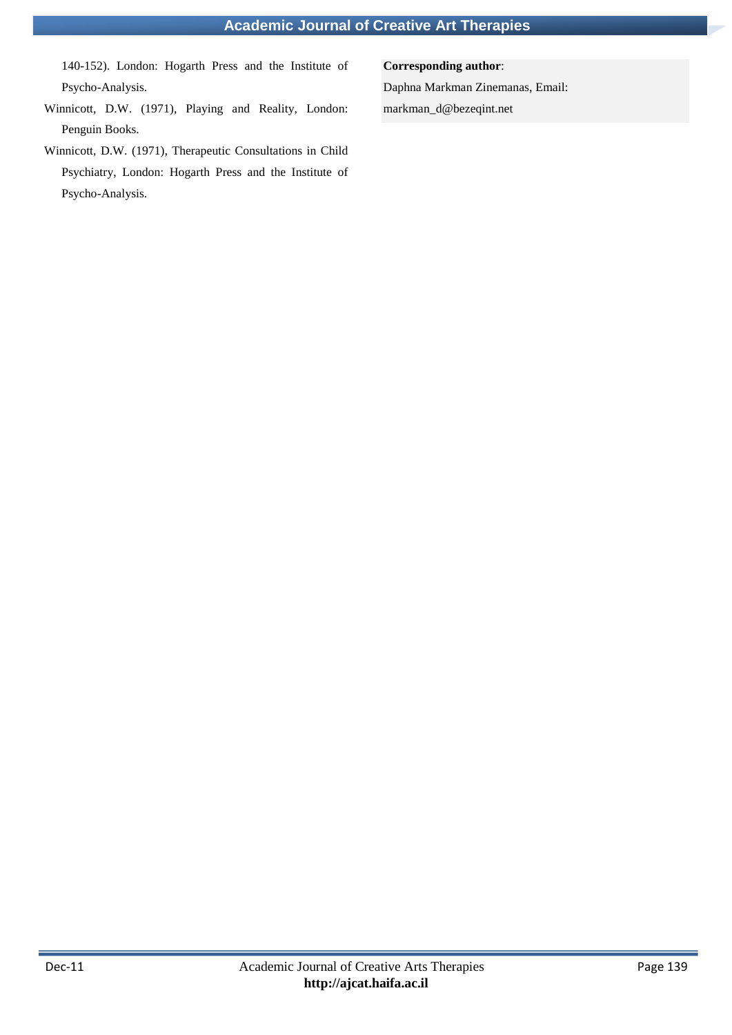140-152). London: Hogarth Press and the Institute of Psycho-Analysis.

Winnicott, D.W. (1971), Playing and Reality, London: Penguin Books.

Winnicott, D.W. (1971), Therapeutic Consultations in Child Psychiatry, London: Hogarth Press and the Institute of Psycho-Analysis.

**Corresponding author**:

Daphna Markman Zinemanas, Email: markman_d@bezeqint.net